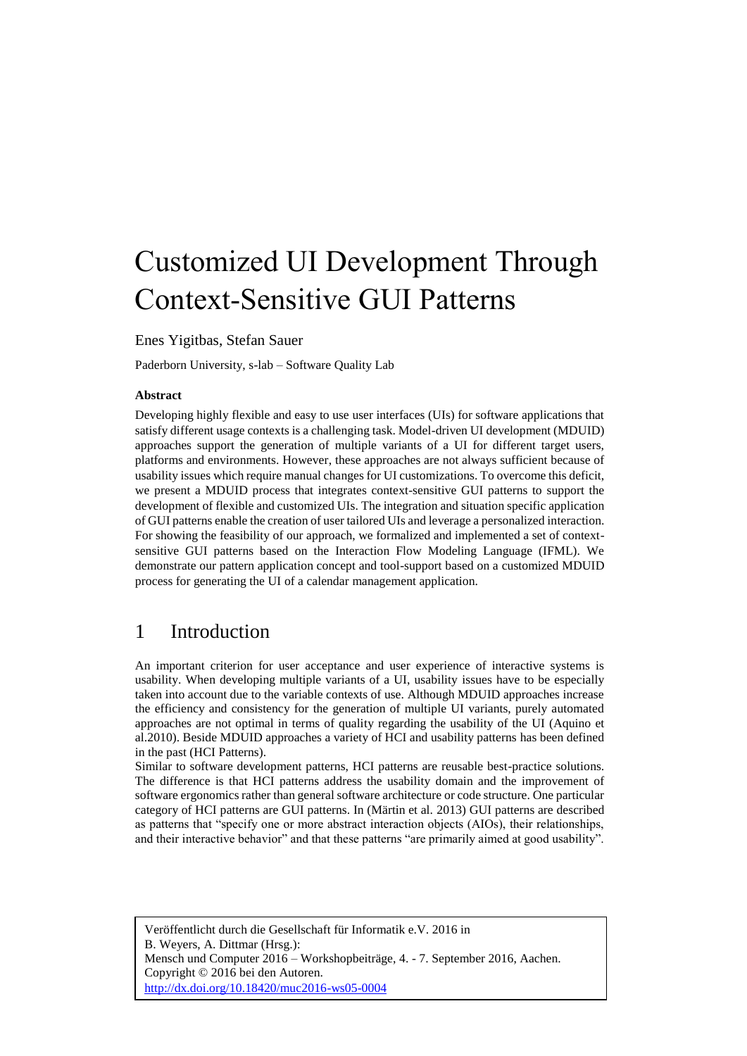# Customized UI Development Through Context-Sensitive GUI Patterns

Enes Yigitbas, Stefan Sauer

Paderborn University, s-lab – Software Quality Lab

**Abstract**

Developing highly flexible and easy to use user interfaces (UIs) for software applications that satisfy different usage contexts is a challenging task. Model-driven UI development (MDUID) approaches support the generation of multiple variants of a UI for different target users, platforms and environments. However, these approaches are not always sufficient because of usability issues which require manual changes for UI customizations. To overcome this deficit, we present a MDUID process that integrates context-sensitive GUI patterns to support the development of flexible and customized UIs. The integration and situation specific application of GUI patterns enable the creation of user tailored UIs and leverage a personalized interaction. For showing the feasibility of our approach, we formalized and implemented a set of context-sensitive GUI patterns based on the Interaction Flow Modeling Language (IFML). We demonstrate our pattern application concept and tool-support based on a customized MDUID process for generating the UI of a calendar management application.

## 1 Introduction

An important criterion for user acceptance and user experience of interactive systems is usability. When developing multiple variants of a UI, usability issues have to be especially taken into account due to the variable contexts of use. Although MDUID approaches increase the efficiency and consistency for the generation of multiple UI variants, purely automated approaches are not optimal in terms of quality regarding the usability of the UI (Aquino et al.2010). Beside MDUID approaches a variety of HCI and usability patterns has been defined in the past (HCI Patterns).

Similar to software development patterns, HCI patterns are reusable best-practice solutions. The difference is that HCI patterns address the usability domain and the improvement of software ergonomics rather than general software architecture or code structure. One particular category of HCI patterns are GUI patterns. In (Märtin et al. 2013) GUI patterns are described as patterns that "specify one or more abstract interaction objects (AIOs), their relationships, and their interactive behavior" and that these patterns "are primarily aimed at good usability".

Veröffentlicht durch die Gesellschaft für Informatik e.V. 2016 in
B. Weyers, A. Dittmar (Hrsg.):
Mensch und Computer 2016 – Workshopbeiträge, 4. - 7. September 2016, Aachen.
Copyright © 2016 bei den Autoren.
http://dx.doi.org/10.18420/muc2016-ws05-0004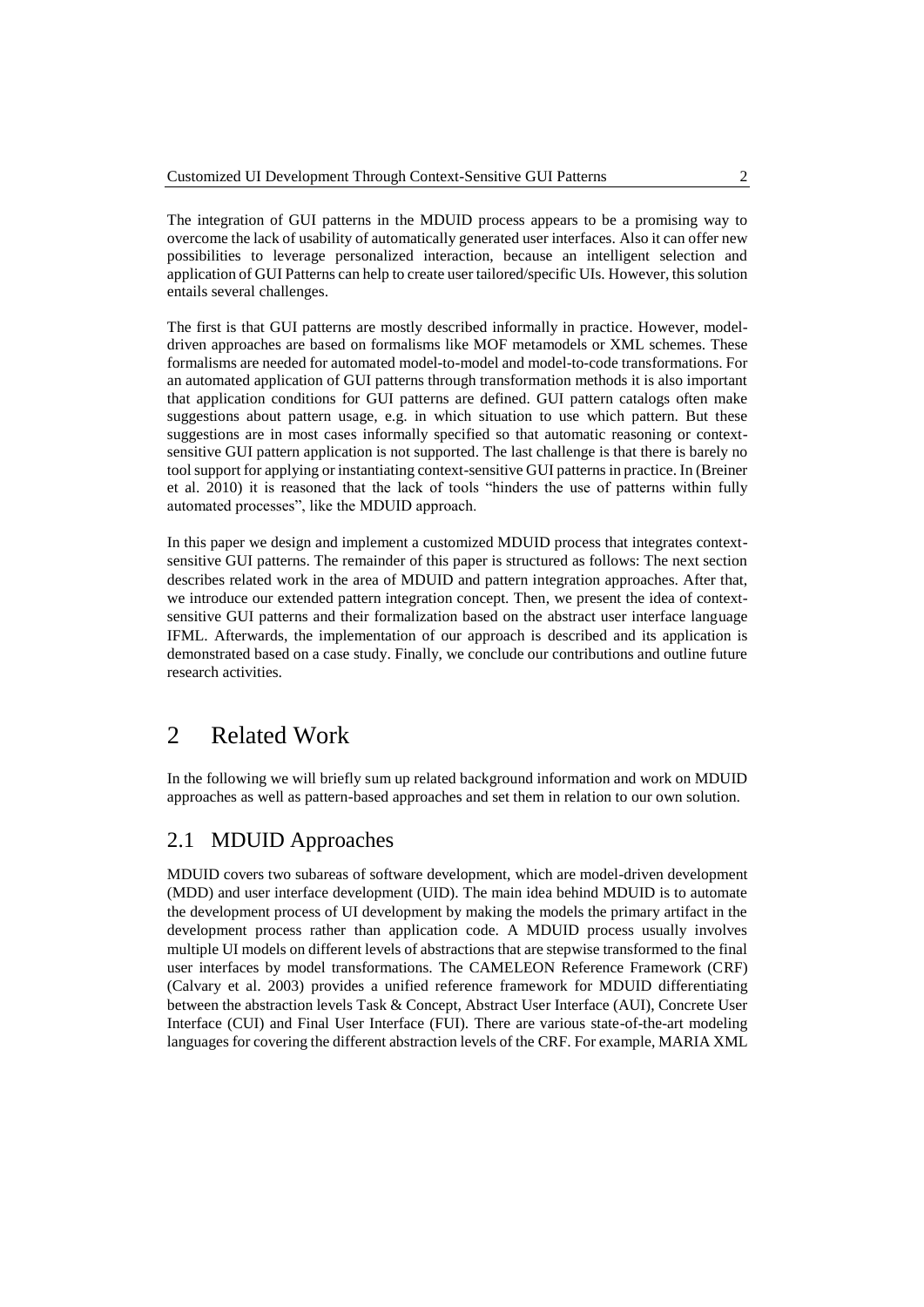The integration of GUI patterns in the MDUID process appears to be a promising way to overcome the lack of usability of automatically generated user interfaces. Also it can offer new possibilities to leverage personalized interaction, because an intelligent selection and application of GUI Patterns can help to create user tailored/specific UIs. However, this solution entails several challenges.

The first is that GUI patterns are mostly described informally in practice. However, model-driven approaches are based on formalisms like MOF metamodels or XML schemes. These formalisms are needed for automated model-to-model and model-to-code transformations. For an automated application of GUI patterns through transformation methods it is also important that application conditions for GUI patterns are defined. GUI pattern catalogs often make suggestions about pattern usage, e.g. in which situation to use which pattern. But these suggestions are in most cases informally specified so that automatic reasoning or context-sensitive GUI pattern application is not supported. The last challenge is that there is barely no tool support for applying or instantiating context-sensitive GUI patterns in practice. In (Breiner et al. 2010) it is reasoned that the lack of tools "hinders the use of patterns within fully automated processes", like the MDUID approach.

In this paper we design and implement a customized MDUID process that integrates context-sensitive GUI patterns. The remainder of this paper is structured as follows: The next section describes related work in the area of MDUID and pattern integration approaches. After that, we introduce our extended pattern integration concept. Then, we present the idea of context-sensitive GUI patterns and their formalization based on the abstract user interface language IFML. Afterwards, the implementation of our approach is described and its application is demonstrated based on a case study. Finally, we conclude our contributions and outline future research activities.

# 2 Related Work

In the following we will briefly sum up related background information and work on MDUID approaches as well as pattern-based approaches and set them in relation to our own solution.

## 2.1 MDUID Approaches

MDUID covers two subareas of software development, which are model-driven development (MDD) and user interface development (UID). The main idea behind MDUID is to automate the development process of UI development by making the models the primary artifact in the development process rather than application code. A MDUID process usually involves multiple UI models on different levels of abstractions that are stepwise transformed to the final user interfaces by model transformations. The CAMELEON Reference Framework (CRF) (Calvary et al. 2003) provides a unified reference framework for MDUID differentiating between the abstraction levels Task & Concept, Abstract User Interface (AUI), Concrete User Interface (CUI) and Final User Interface (FUI). There are various state-of-the-art modeling languages for covering the different abstraction levels of the CRF. For example, MARIA XML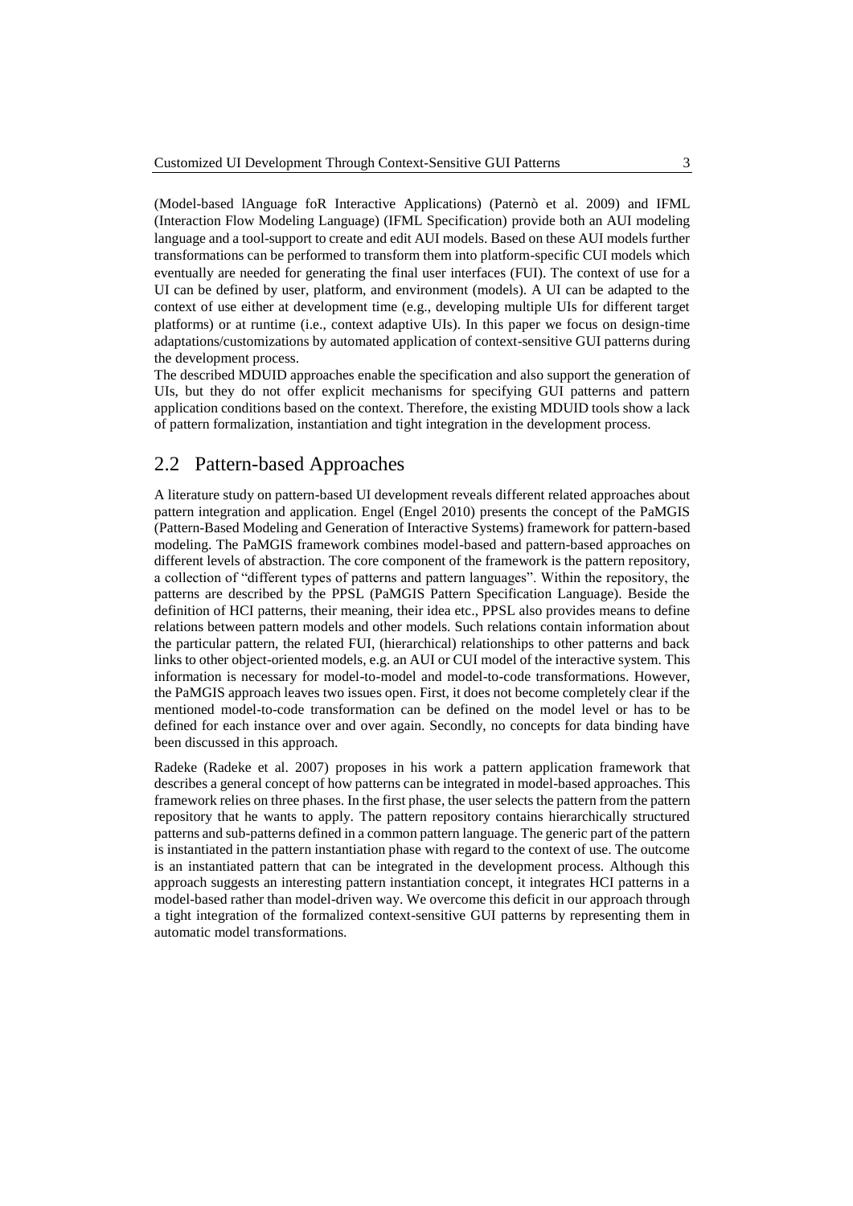(Model-based lAnguage foR Interactive Applications) (Paternò et al. 2009) and IFML (Interaction Flow Modeling Language) (IFML Specification) provide both an AUI modeling language and a tool-support to create and edit AUI models. Based on these AUI models further transformations can be performed to transform them into platform-specific CUI models which eventually are needed for generating the final user interfaces (FUI). The context of use for a UI can be defined by user, platform, and environment (models). A UI can be adapted to the context of use either at development time (e.g., developing multiple UIs for different target platforms) or at runtime (i.e., context adaptive UIs). In this paper we focus on design-time adaptations/customizations by automated application of context-sensitive GUI patterns during the development process.

The described MDUID approaches enable the specification and also support the generation of UIs, but they do not offer explicit mechanisms for specifying GUI patterns and pattern application conditions based on the context. Therefore, the existing MDUID tools show a lack of pattern formalization, instantiation and tight integration in the development process.

## 2.2 Pattern-based Approaches

A literature study on pattern-based UI development reveals different related approaches about pattern integration and application. Engel (Engel 2010) presents the concept of the PaMGIS (Pattern-Based Modeling and Generation of Interactive Systems) framework for pattern-based modeling. The PaMGIS framework combines model-based and pattern-based approaches on different levels of abstraction. The core component of the framework is the pattern repository, a collection of "different types of patterns and pattern languages". Within the repository, the patterns are described by the PPSL (PaMGIS Pattern Specification Language). Beside the definition of HCI patterns, their meaning, their idea etc., PPSL also provides means to define relations between pattern models and other models. Such relations contain information about the particular pattern, the related FUI, (hierarchical) relationships to other patterns and back links to other object-oriented models, e.g. an AUI or CUI model of the interactive system. This information is necessary for model-to-model and model-to-code transformations. However, the PaMGIS approach leaves two issues open. First, it does not become completely clear if the mentioned model-to-code transformation can be defined on the model level or has to be defined for each instance over and over again. Secondly, no concepts for data binding have been discussed in this approach.

Radeke (Radeke et al. 2007) proposes in his work a pattern application framework that describes a general concept of how patterns can be integrated in model-based approaches. This framework relies on three phases. In the first phase, the user selects the pattern from the pattern repository that he wants to apply. The pattern repository contains hierarchically structured patterns and sub-patterns defined in a common pattern language. The generic part of the pattern is instantiated in the pattern instantiation phase with regard to the context of use. The outcome is an instantiated pattern that can be integrated in the development process. Although this approach suggests an interesting pattern instantiation concept, it integrates HCI patterns in a model-based rather than model-driven way. We overcome this deficit in our approach through a tight integration of the formalized context-sensitive GUI patterns by representing them in automatic model transformations.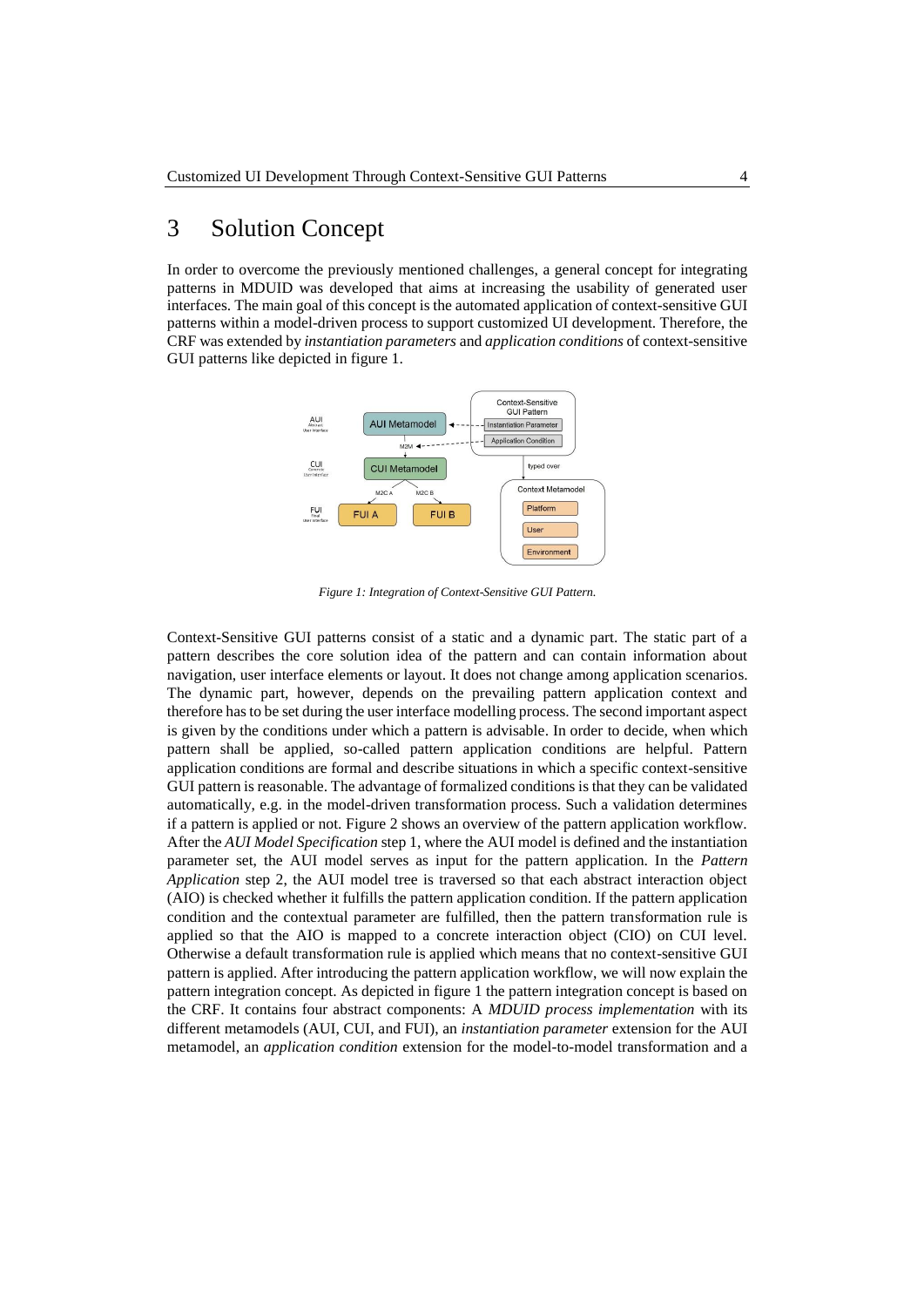# 3 Solution Concept

In order to overcome the previously mentioned challenges, a general concept for integrating patterns in MDUID was developed that aims at increasing the usability of generated user interfaces. The main goal of this concept is the automated application of context-sensitive GUI patterns within a model-driven process to support customized UI development. Therefore, the CRF was extended by *instantiation parameters* and *application conditions* of context-sensitive GUI patterns like depicted in figure 1.

*Figure 1: Integration of Context-Sensitive GUI Pattern.*

Context-Sensitive GUI patterns consist of a static and a dynamic part. The static part of a pattern describes the core solution idea of the pattern and can contain information about navigation, user interface elements or layout. It does not change among application scenarios. The dynamic part, however, depends on the prevailing pattern application context and therefore has to be set during the user interface modelling process. The second important aspect is given by the conditions under which a pattern is advisable. In order to decide, when which pattern shall be applied, so-called pattern application conditions are helpful. Pattern application conditions are formal and describe situations in which a specific context-sensitive GUI pattern is reasonable. The advantage of formalized conditions is that they can be validated automatically, e.g. in the model-driven transformation process. Such a validation determines if a pattern is applied or not. Figure 2 shows an overview of the pattern application workflow. After the *AUI Model Specification* step 1, where the AUI model is defined and the instantiation parameter set, the AUI model serves as input for the pattern application. In the *Pattern Application* step 2, the AUI model tree is traversed so that each abstract interaction object (AIO) is checked whether it fulfills the pattern application condition. If the pattern application condition and the contextual parameter are fulfilled, then the pattern transformation rule is applied so that the AIO is mapped to a concrete interaction object (CIO) on CUI level. Otherwise a default transformation rule is applied which means that no context-sensitive GUI pattern is applied. After introducing the pattern application workflow, we will now explain the pattern integration concept. As depicted in figure 1 the pattern integration concept is based on the CRF. It contains four abstract components: A *MDUID process implementation* with its different metamodels (AUI, CUI, and FUI), an *instantiation parameter* extension for the AUI metamodel, an *application condition* extension for the model-to-model transformation and a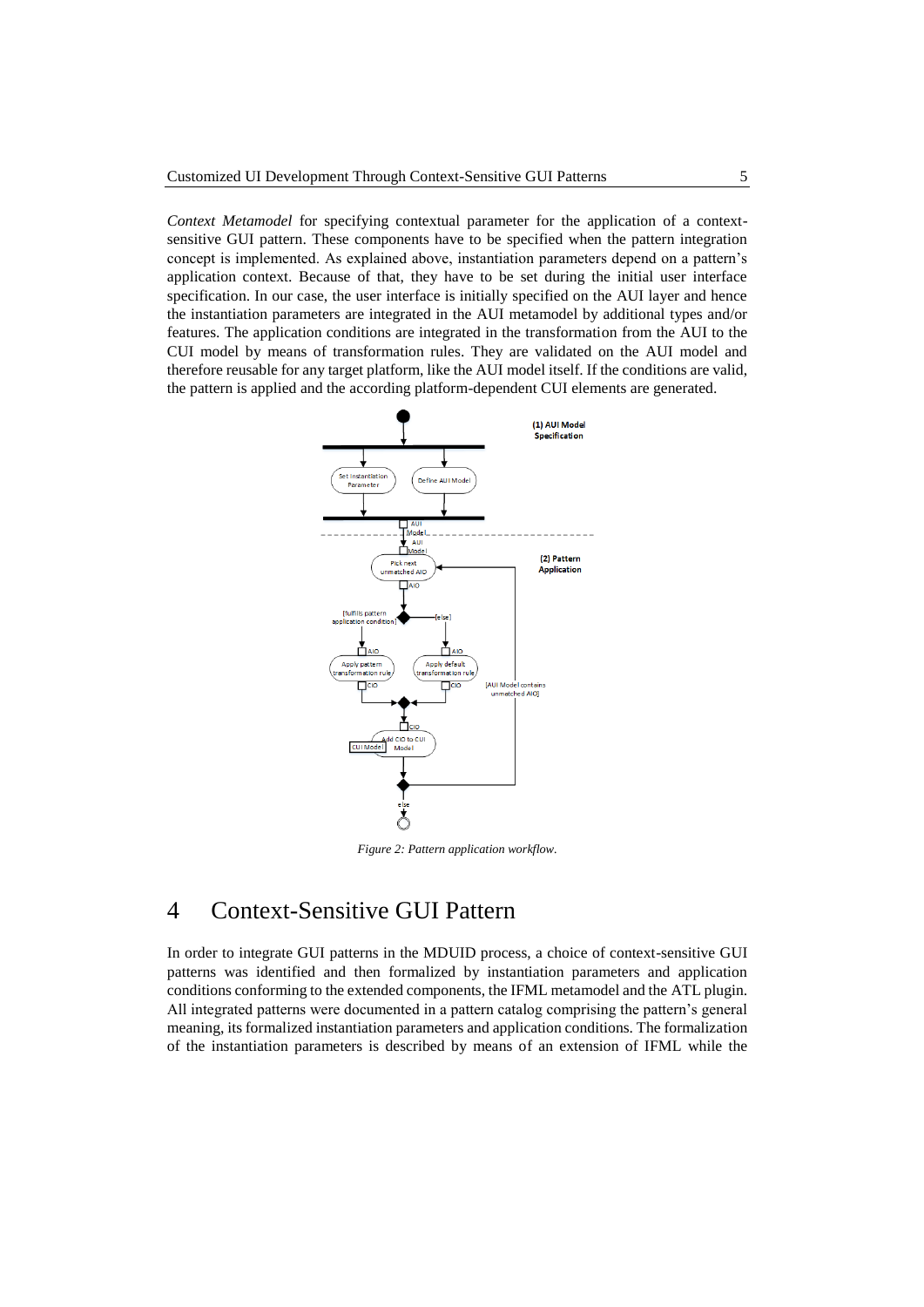*Context Metamodel* for specifying contextual parameter for the application of a context-sensitive GUI pattern. These components have to be specified when the pattern integration concept is implemented. As explained above, instantiation parameters depend on a pattern's application context. Because of that, they have to be set during the initial user interface specification. In our case, the user interface is initially specified on the AUI layer and hence the instantiation parameters are integrated in the AUI metamodel by additional types and/or features. The application conditions are integrated in the transformation from the AUI to the CUI model by means of transformation rules. They are validated on the AUI model and therefore reusable for any target platform, like the AUI model itself. If the conditions are valid, the pattern is applied and the according platform-dependent CUI elements are generated.

*Figure 2: Pattern application workflow.*

# 4 Context-Sensitive GUI Pattern

In order to integrate GUI patterns in the MDUID process, a choice of context-sensitive GUI patterns was identified and then formalized by instantiation parameters and application conditions conforming to the extended components, the IFML metamodel and the ATL plugin. All integrated patterns were documented in a pattern catalog comprising the pattern's general meaning, its formalized instantiation parameters and application conditions. The formalization of the instantiation parameters is described by means of an extension of IFML while the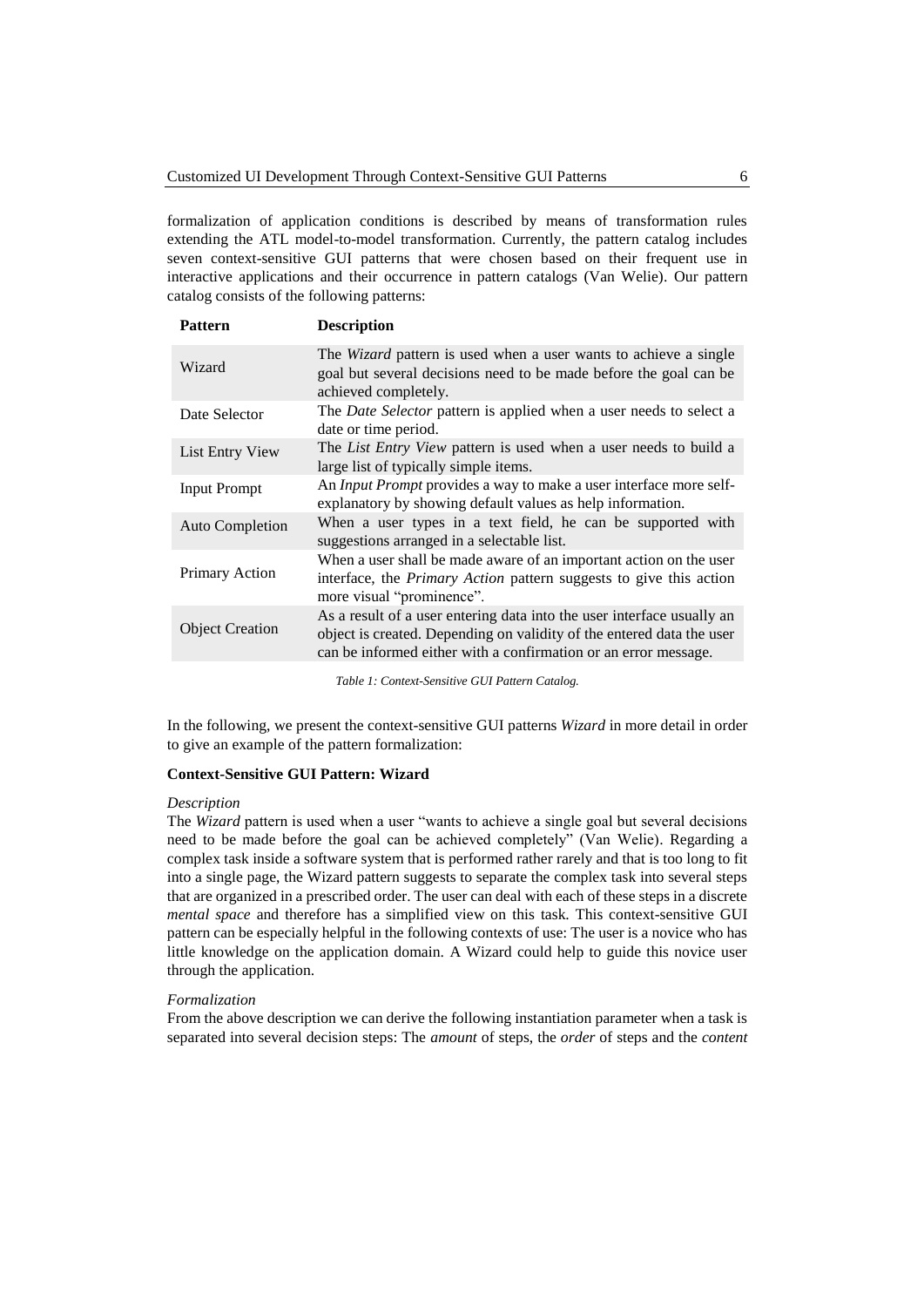formalization of application conditions is described by means of transformation rules extending the ATL model-to-model transformation. Currently, the pattern catalog includes seven context-sensitive GUI patterns that were chosen based on their frequent use in interactive applications and their occurrence in pattern catalogs (Van Welie). Our pattern catalog consists of the following patterns:

| Pattern | Description |
|---|---|
| Wizard | The *Wizard* pattern is used when a user wants to achieve a single goal but several decisions need to be made before the goal can be achieved completely. |
| Date Selector | The *Date Selector* pattern is applied when a user needs to select a date or time period. |
| List Entry View | The *List Entry View* pattern is used when a user needs to build a large list of typically simple items. |
| Input Prompt | An *Input Prompt* provides a way to make a user interface more self-explanatory by showing default values as help information. |
| Auto Completion | When a user types in a text field, he can be supported with suggestions arranged in a selectable list. |
| Primary Action | When a user shall be made aware of an important action on the user interface, the *Primary Action* pattern suggests to give this action more visual "prominence". |
| Object Creation | As a result of a user entering data into the user interface usually an object is created. Depending on validity of the entered data the user can be informed either with a confirmation or an error message. |

*Table 1: Context-Sensitive GUI Pattern Catalog.*

In the following, we present the context-sensitive GUI patterns *Wizard* in more detail in order to give an example of the pattern formalization:

**Context-Sensitive GUI Pattern: Wizard**

*Description*

The *Wizard* pattern is used when a user "wants to achieve a single goal but several decisions need to be made before the goal can be achieved completely" (Van Welie). Regarding a complex task inside a software system that is performed rather rarely and that is too long to fit into a single page, the Wizard pattern suggests to separate the complex task into several steps that are organized in a prescribed order. The user can deal with each of these steps in a discrete *mental space* and therefore has a simplified view on this task. This context-sensitive GUI pattern can be especially helpful in the following contexts of use: The user is a novice who has little knowledge on the application domain. A Wizard could help to guide this novice user through the application.

*Formalization*

From the above description we can derive the following instantiation parameter when a task is separated into several decision steps: The *amount* of steps, the *order* of steps and the *content*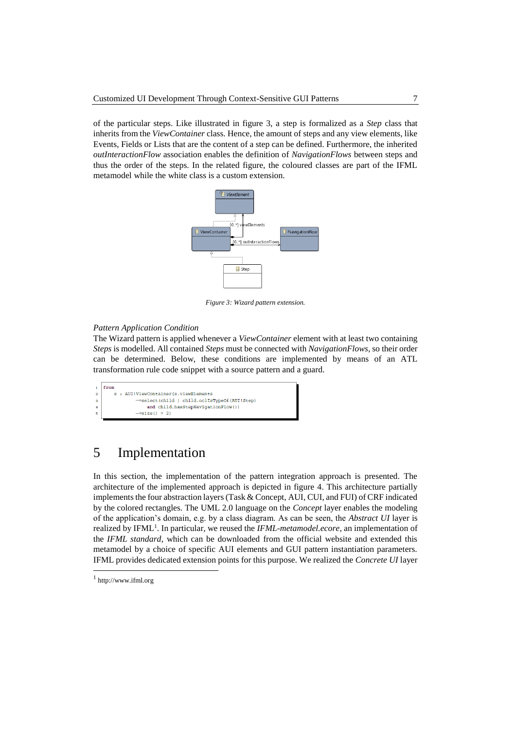of the particular steps. Like illustrated in figure 3, a step is formalized as a *Step* class that inherits from the *ViewContainer* class. Hence, the amount of steps and any view elements, like Events, Fields or Lists that are the content of a step can be defined. Furthermore, the inherited *outInteractionFlow* association enables the definition of *NavigationFlows* between steps and thus the order of the steps. In the related figure, the coloured classes are part of the IFML metamodel while the white class is a custom extension.

*Figure 3: Wizard pattern extension.*

*Pattern Application Condition*

The Wizard pattern is applied whenever a *ViewContainer* element with at least two containing *Steps* is modelled. All contained *Steps* must be connected with *NavigationFlows*, so their order can be determined. Below, these conditions are implemented by means of an ATL transformation rule code snippet with a source pattern and a guard.

```
1  from
2      s : AUI!ViewContainer(s.viewElements
3              ->select(child | child.oclIsTypeOf(AUI!Step)
4                  and child.hasStepNavigationFlow())
5              ->size() > 2)
```

# 5 Implementation

In this section, the implementation of the pattern integration approach is presented. The architecture of the implemented approach is depicted in figure 4. This architecture partially implements the four abstraction layers (Task & Concept, AUI, CUI, and FUI) of CRF indicated by the colored rectangles. The UML 2.0 language on the *Concept* layer enables the modeling of the application's domain, e.g. by a class diagram. As can be seen, the *Abstract UI* layer is realized by IFML[1]. In particular, we reused the *IFML-metamodel.ecore*, an implementation of the *IFML standard*, which can be downloaded from the official website and extended this metamodel by a choice of specific AUI elements and GUI pattern instantiation parameters. IFML provides dedicated extension points for this purpose. We realized the *Concrete UI* layer

[1] http://www.ifml.org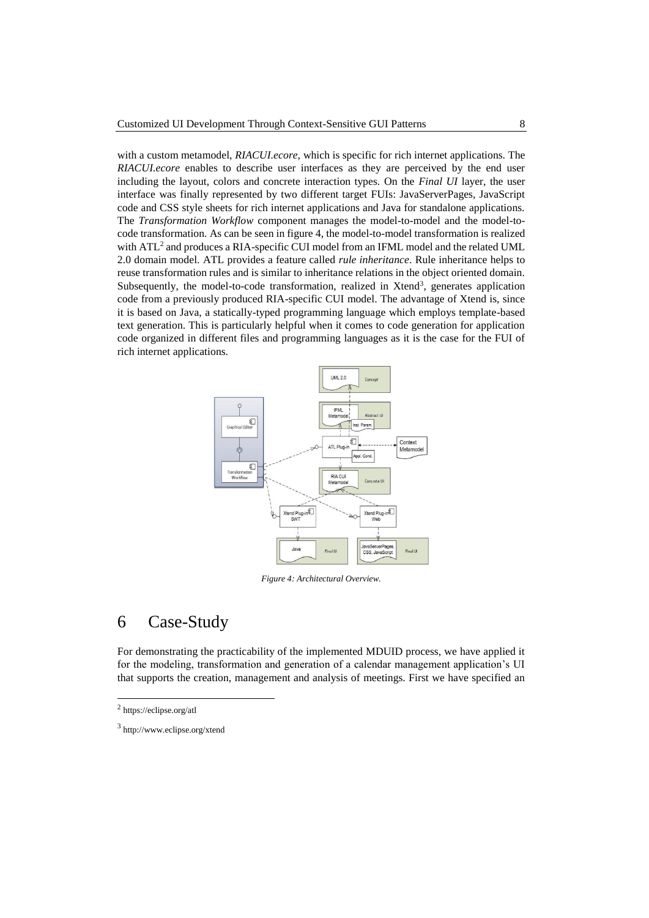with a custom metamodel, *RIACUI.ecore*, which is specific for rich internet applications. The *RIACUI.ecore* enables to describe user interfaces as they are perceived by the end user including the layout, colors and concrete interaction types. On the *Final UI* layer, the user interface was finally represented by two different target FUIs: JavaServerPages, JavaScript code and CSS style sheets for rich internet applications and Java for standalone applications. The *Transformation Workflow* component manages the model-to-model and the model-to-code transformation. As can be seen in figure 4, the model-to-model transformation is realized with ATL[2] and produces a RIA-specific CUI model from an IFML model and the related UML 2.0 domain model. ATL provides a feature called *rule inheritance*. Rule inheritance helps to reuse transformation rules and is similar to inheritance relations in the object oriented domain. Subsequently, the model-to-code transformation, realized in Xtend[3], generates application code from a previously produced RIA-specific CUI model. The advantage of Xtend is, since it is based on Java, a statically-typed programming language which employs template-based text generation. This is particularly helpful when it comes to code generation for application code organized in different files and programming languages as it is the case for the FUI of rich internet applications.

*Figure 4: Architectural Overview.*

# 6 Case-Study

For demonstrating the practicability of the implemented MDUID process, we have applied it for the modeling, transformation and generation of a calendar management application's UI that supports the creation, management and analysis of meetings. First we have specified an

[2] https://eclipse.org/atl

[3] http://www.eclipse.org/xtend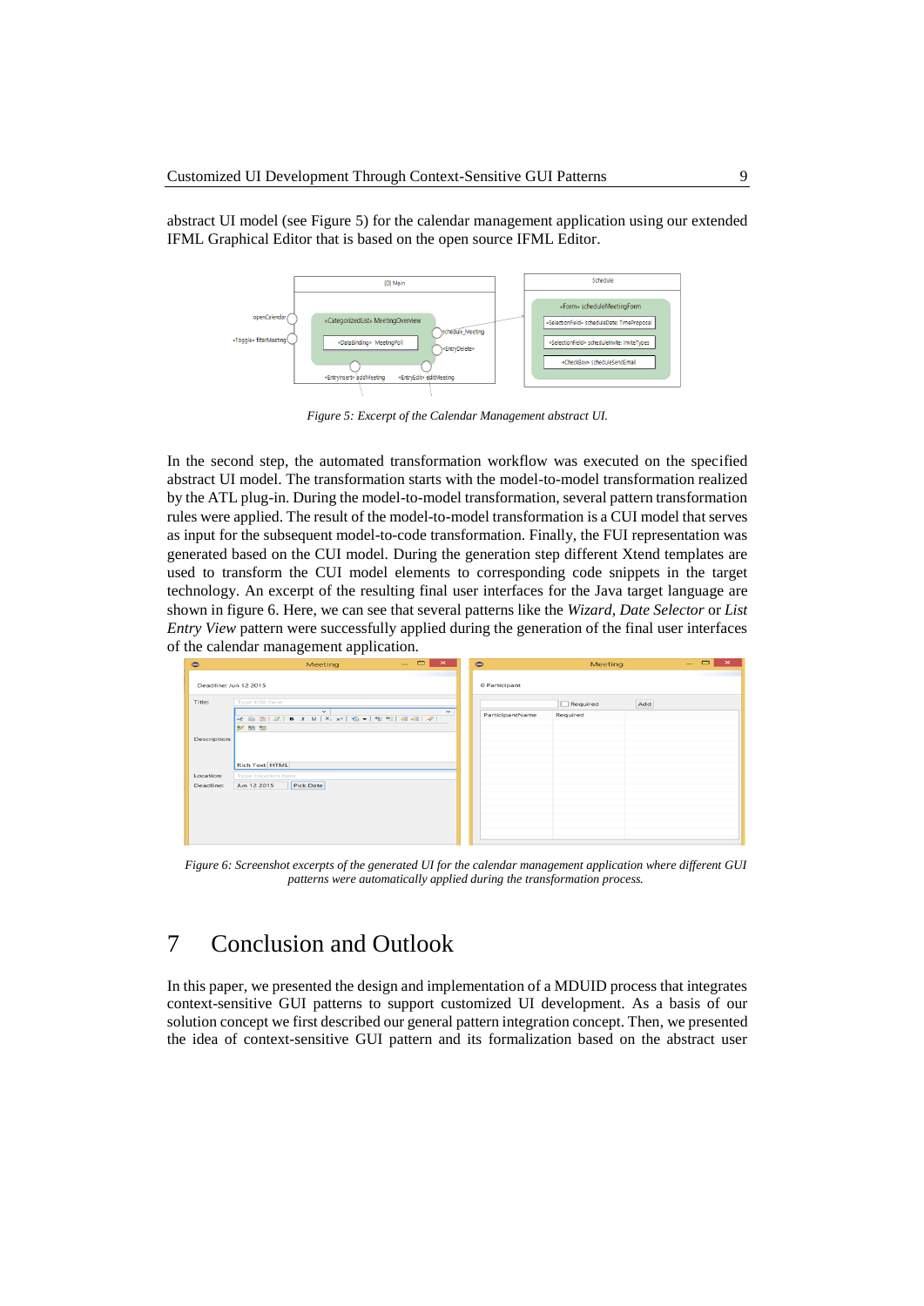abstract UI model (see Figure 5) for the calendar management application using our extended IFML Graphical Editor that is based on the open source IFML Editor.

*Figure 5: Excerpt of the Calendar Management abstract UI.*

In the second step, the automated transformation workflow was executed on the specified abstract UI model. The transformation starts with the model-to-model transformation realized by the ATL plug-in. During the model-to-model transformation, several pattern transformation rules were applied. The result of the model-to-model transformation is a CUI model that serves as input for the subsequent model-to-code transformation. Finally, the FUI representation was generated based on the CUI model. During the generation step different Xtend templates are used to transform the CUI model elements to corresponding code snippets in the target technology. An excerpt of the resulting final user interfaces for the Java target language are shown in figure 6. Here, we can see that several patterns like the *Wizard*, *Date Selector* or *List Entry View* pattern were successfully applied during the generation of the final user interfaces of the calendar management application.

*Figure 6: Screenshot excerpts of the generated UI for the calendar management application where different GUI patterns were automatically applied during the transformation process.*

# 7 Conclusion and Outlook

In this paper, we presented the design and implementation of a MDUID process that integrates context-sensitive GUI patterns to support customized UI development. As a basis of our solution concept we first described our general pattern integration concept. Then, we presented the idea of context-sensitive GUI pattern and its formalization based on the abstract user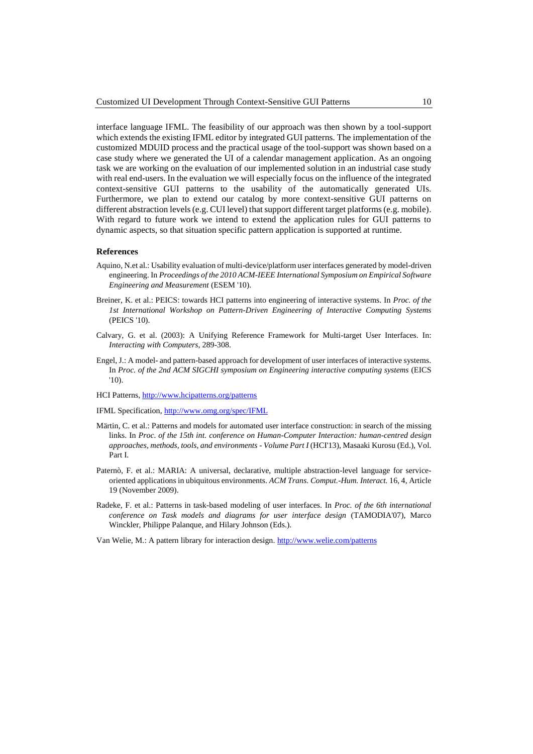interface language IFML. The feasibility of our approach was then shown by a tool-support which extends the existing IFML editor by integrated GUI patterns. The implementation of the customized MDUID process and the practical usage of the tool-support was shown based on a case study where we generated the UI of a calendar management application. As an ongoing task we are working on the evaluation of our implemented solution in an industrial case study with real end-users. In the evaluation we will especially focus on the influence of the integrated context-sensitive GUI patterns to the usability of the automatically generated UIs. Furthermore, we plan to extend our catalog by more context-sensitive GUI patterns on different abstraction levels (e.g. CUI level) that support different target platforms (e.g. mobile). With regard to future work we intend to extend the application rules for GUI patterns to dynamic aspects, so that situation specific pattern application is supported at runtime.

## References

Aquino, N.et al.: Usability evaluation of multi-device/platform user interfaces generated by model-driven engineering. In *Proceedings of the 2010 ACM-IEEE International Symposium on Empirical Software Engineering and Measurement* (ESEM '10).

Breiner, K. et al.: PEICS: towards HCI patterns into engineering of interactive systems. In *Proc. of the 1st International Workshop on Pattern-Driven Engineering of Interactive Computing Systems* (PEICS '10).

Calvary, G. et al. (2003): A Unifying Reference Framework for Multi-target User Interfaces. In: *Interacting with Computers*, 289-308.

Engel, J.: A model- and pattern-based approach for development of user interfaces of interactive systems. In *Proc. of the 2nd ACM SIGCHI symposium on Engineering interactive computing systems* (EICS '10).

HCI Patterns, http://www.hcipatterns.org/patterns

IFML Specification, http://www.omg.org/spec/IFML

Märtin, C. et al.: Patterns and models for automated user interface construction: in search of the missing links. In *Proc. of the 15th int. conference on Human-Computer Interaction: human-centred design approaches, methods, tools, and environments - Volume Part I* (HCI'13), Masaaki Kurosu (Ed.), Vol. Part I.

Paternò, F. et al.: MARIA: A universal, declarative, multiple abstraction-level language for service-oriented applications in ubiquitous environments. *ACM Trans. Comput.-Hum. Interact.* 16, 4, Article 19 (November 2009).

Radeke, F. et al.: Patterns in task-based modeling of user interfaces. In *Proc. of the 6th international conference on Task models and diagrams for user interface design* (TAMODIA'07), Marco Winckler, Philippe Palanque, and Hilary Johnson (Eds.).

Van Welie, M.: A pattern library for interaction design. http://www.welie.com/patterns